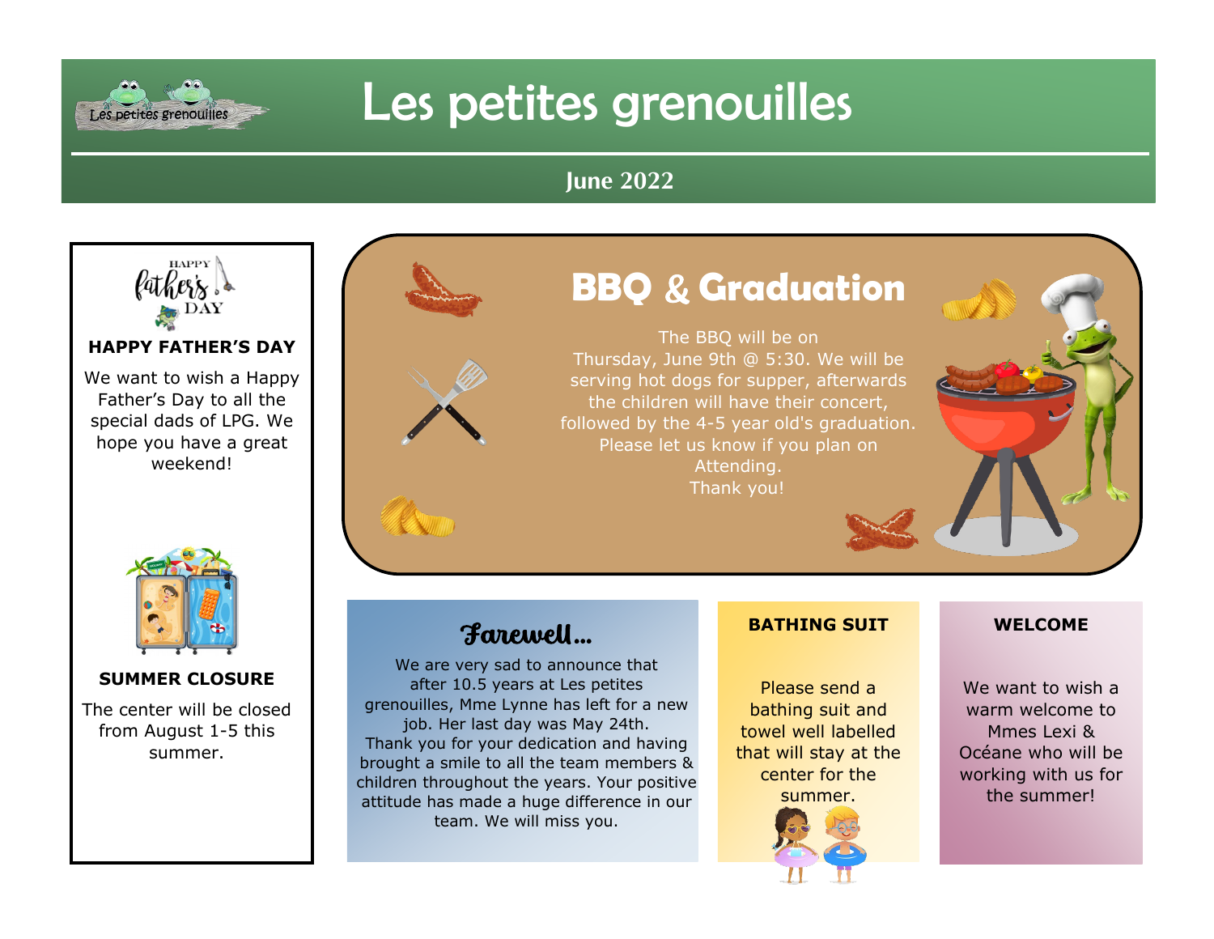# Les petites grenouilles

**June 2022**

### HAPPY FATHER'S DAY

We want to wish a Happy Father's Day to all the special dads of LPG. We hope you have a great weekend!

### SUMMER CLOSURE

The center will be closed from August 1-5 this summer.

## BBQ & Graduation

The BBQ will be on Thursday, June 9th @ 5:30. We will be serving hot dogs for supper, afterwards the children will have their concert, followed by the 4-5 year old's graduation. Please let us know if you plan on Attending.
Thank you!

## Farewell...

We are very sad to announce that after 10.5 years at Les petites grenouilles, Mme Lynne has left for a new job. Her last day was May 24th. Thank you for your dedication and having brought a smile to all the team members & children throughout the years. Your positive attitude has made a huge difference in our team. We will miss you.

### BATHING SUIT

Please send a bathing suit and towel well labelled that will stay at the center for the summer.

### WELCOME

We want to wish a warm welcome to Mmes Lexi & Océane who will be working with us for the summer!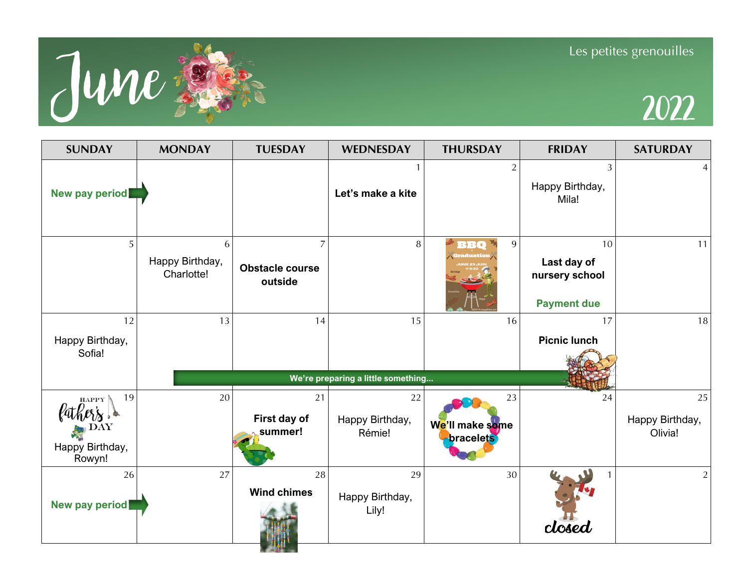# June

Les petites grenouilles

2022

| SUNDAY | MONDAY | TUESDAY | WEDNESDAY | THURSDAY | FRIDAY | SATURDAY |
|---|---|---|---|---|---|---|
| **New pay period** | | | 1 **Let's make a kite** | 2 | 3 Happy Birthday, Mila! | 4 |
| 5 | 6 Happy Birthday, Charlotte! | 7 **Obstacle course outside** | 8 | 9 BBQ Graduation JUNE 23 JUIN | 10 **Last day of nursery school** **Payment due** | 11 |
| 12 Happy Birthday, Sofia! | 13 **We're preparing a little something...** | 14 | 15 | 16 | 17 **Picnic lunch** | 18 |
| 19 HAPPY Father's DAY Happy Birthday, Rowyn! | 20 | 21 **First day of summer!** | 22 Happy Birthday, Rémie! | 23 **We'll make some bracelets** | 24 | 25 Happy Birthday, Olivia! |
| 26 **New pay period** | 27 | 28 **Wind chimes** | 29 Happy Birthday, Lily! | 30 | 1 closed | 2 |